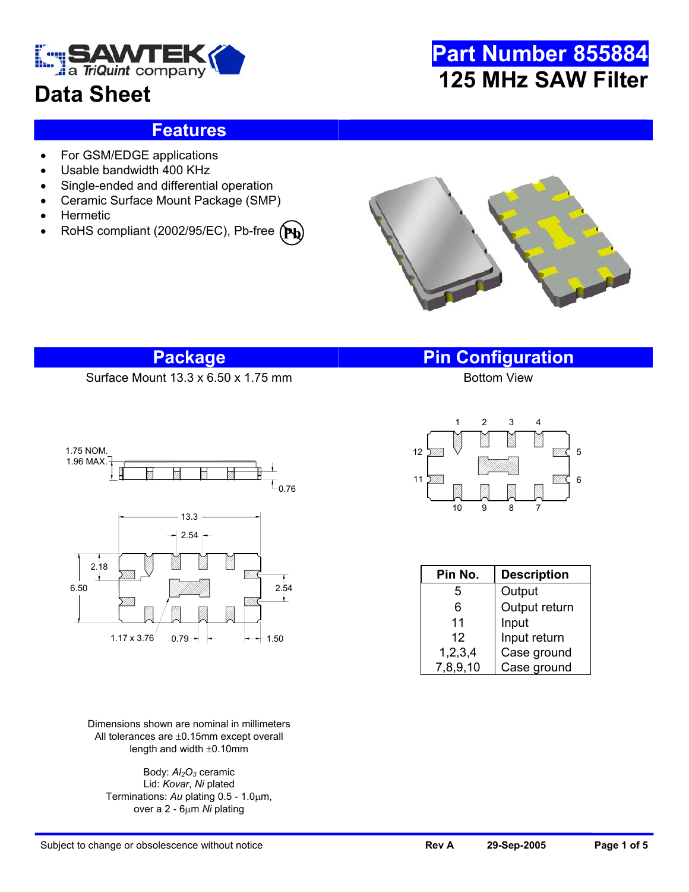# Data Sheet

## Part Number 855884
## 125 MHz SAW Filter

## Features

- For GSM/EDGE applications
- Usable bandwidth 400 KHz
- Single-ended and differential operation
- Ceramic Surface Mount Package (SMP)
- Hermetic
- RoHS compliant (2002/95/EC), Pb-free

## Package

Surface Mount 13.3 x 6.50 x 1.75 mm

Dimensions shown are nominal in millimeters
All tolerances are ±0.15mm except overall length and width ±0.10mm

Body: $Al_2O_3$ ceramic
Lid: *Kovar*, *Ni* plated
Terminations: *Au* plating 0.5 - 1.0µm, over a 2 - 6µm *Ni* plating

## Pin Configuration

Bottom View

| Pin No. | Description |
|---|---|
| 5 | Output |
| 6 | Output return |
| 11 | Input |
| 12 | Input return |
| 1,2,3,4 | Case ground |
| 7,8,9,10 | Case ground |

Subject to change or obsolescence without notice | Rev A | 29-Sep-2005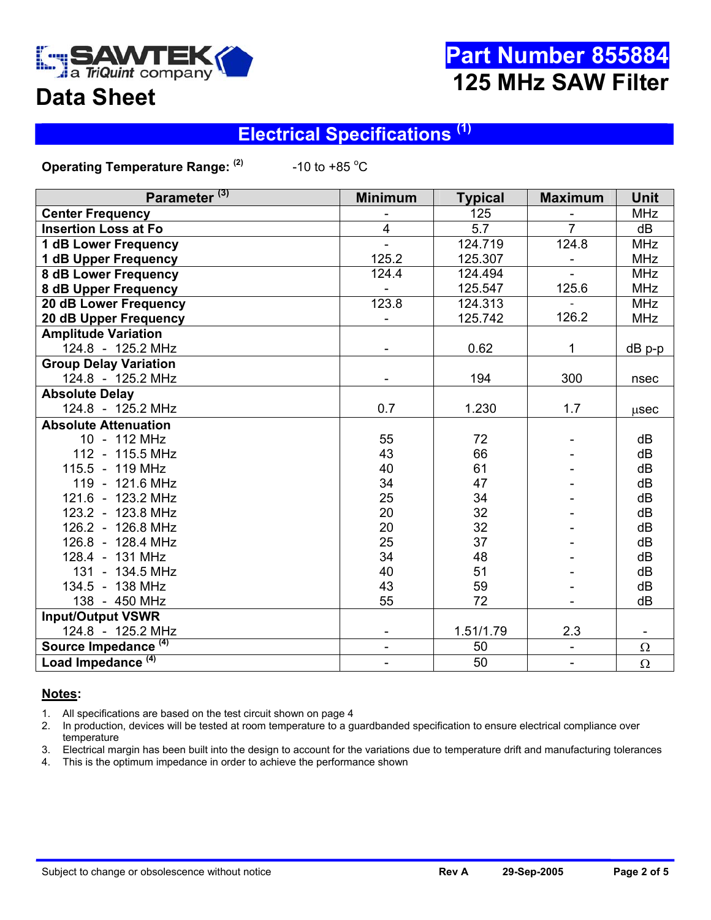# Part Number 855884

# 125 MHz SAW Filter

## Data Sheet

## Electrical Specifications [1]

**Operating Temperature Range: [2]** -10 to +85 °C

| Parameter [3] | Minimum | Typical | Maximum | Unit |
|---|---|---|---|---|
| **Center Frequency** | - | 125 | - | MHz |
| **Insertion Loss at Fo** | 4 | 5.7 | 7 | dB |
| **1 dB Lower Frequency** | - | 124.719 | 124.8 | MHz |
| **1 dB Upper Frequency** | 125.2 | 125.307 | - | MHz |
| **8 dB Lower Frequency** | 124.4 | 124.494 | - | MHz |
| **8 dB Upper Frequency** | - | 125.547 | 125.6 | MHz |
| **20 dB Lower Frequency** | 123.8 | 124.313 | - | MHz |
| **20 dB Upper Frequency** | - | 125.742 | 126.2 | MHz |
| **Amplitude Variation** | | | | |
| 124.8 - 125.2 MHz | - | 0.62 | 1 | dB p-p |
| **Group Delay Variation** | | | | |
| 124.8 - 125.2 MHz | - | 194 | 300 | nsec |
| **Absolute Delay** | | | | |
| 124.8 - 125.2 MHz | 0.7 | 1.230 | 1.7 | μsec |
| **Absolute Attenuation** | | | | |
| 10 - 112 MHz | 55 | 72 | - | dB |
| 112 - 115.5 MHz | 43 | 66 | - | dB |
| 115.5 - 119 MHz | 40 | 61 | - | dB |
| 119 - 121.6 MHz | 34 | 47 | - | dB |
| 121.6 - 123.2 MHz | 25 | 34 | - | dB |
| 123.2 - 123.8 MHz | 20 | 32 | - | dB |
| 126.2 - 126.8 MHz | 20 | 32 | - | dB |
| 126.8 - 128.4 MHz | 25 | 37 | - | dB |
| 128.4 - 131 MHz | 34 | 48 | - | dB |
| 131 - 134.5 MHz | 40 | 51 | - | dB |
| 134.5 - 138 MHz | 43 | 59 | - | dB |
| 138 - 450 MHz | 55 | 72 | - | dB |
| **Input/Output VSWR** | | | | |
| 124.8 - 125.2 MHz | - | 1.51/1.79 | 2.3 | - |
| **Source Impedance [4]** | - | 50 | - | Ω |
| **Load Impedance [4]** | - | 50 | - | Ω |

**Notes**:

1. All specifications are based on the test circuit shown on page 4
2. In production, devices will be tested at room temperature to a guardbanded specification to ensure electrical compliance over temperature
3. Electrical margin has been built into the design to account for the variations due to temperature drift and manufacturing tolerances
4. This is the optimum impedance in order to achieve the performance shown

Subject to change or obsolescence without notice    Rev A    29-Sep-2005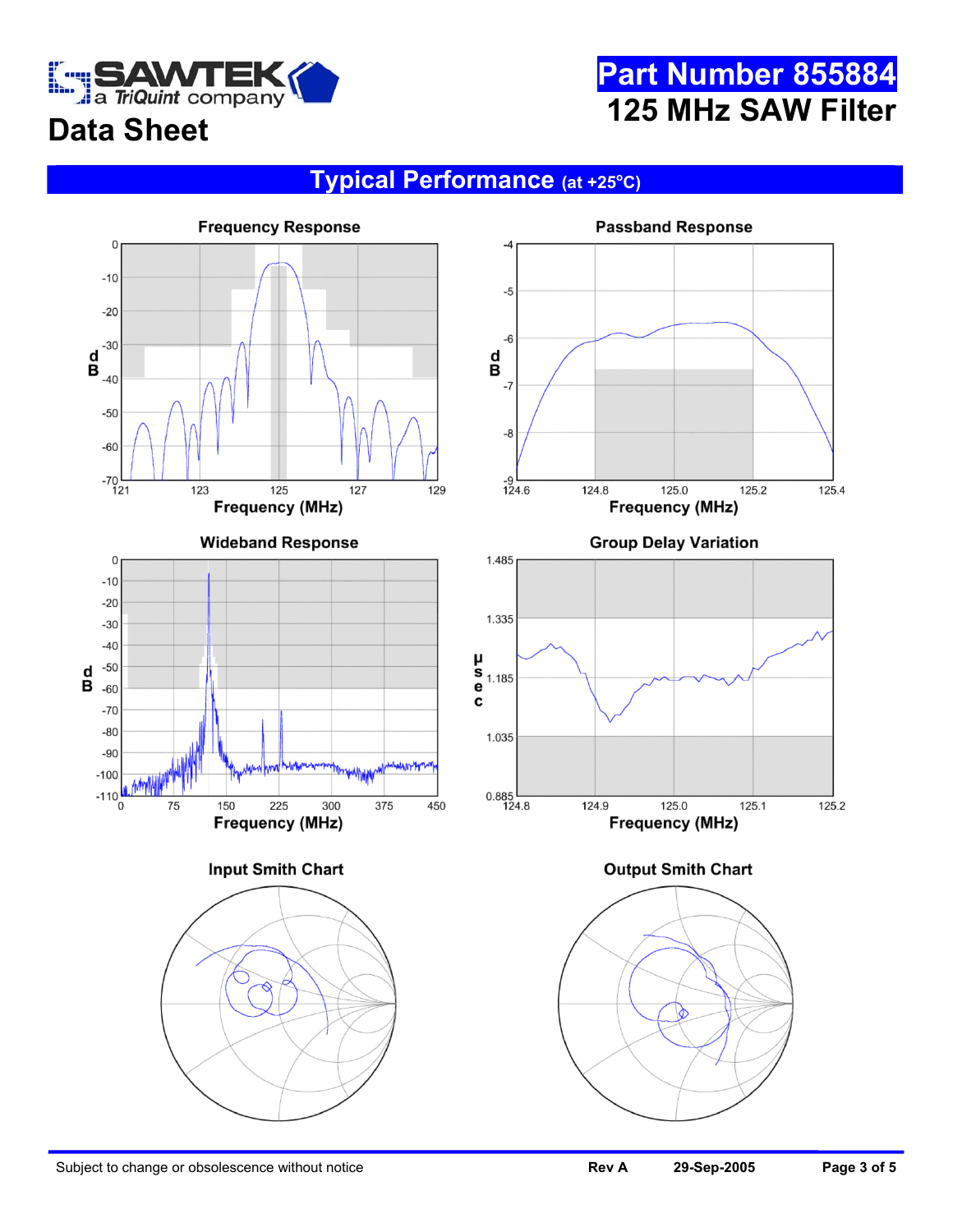# Data Sheet

**Part Number 855884**

**125 MHz SAW Filter**

## Typical Performance (at +25°C)

**Frequency Response**

**Passband Response**

**Wideband Response**

**Group Delay Variation**

**Input Smith Chart**

**Output Smith Chart**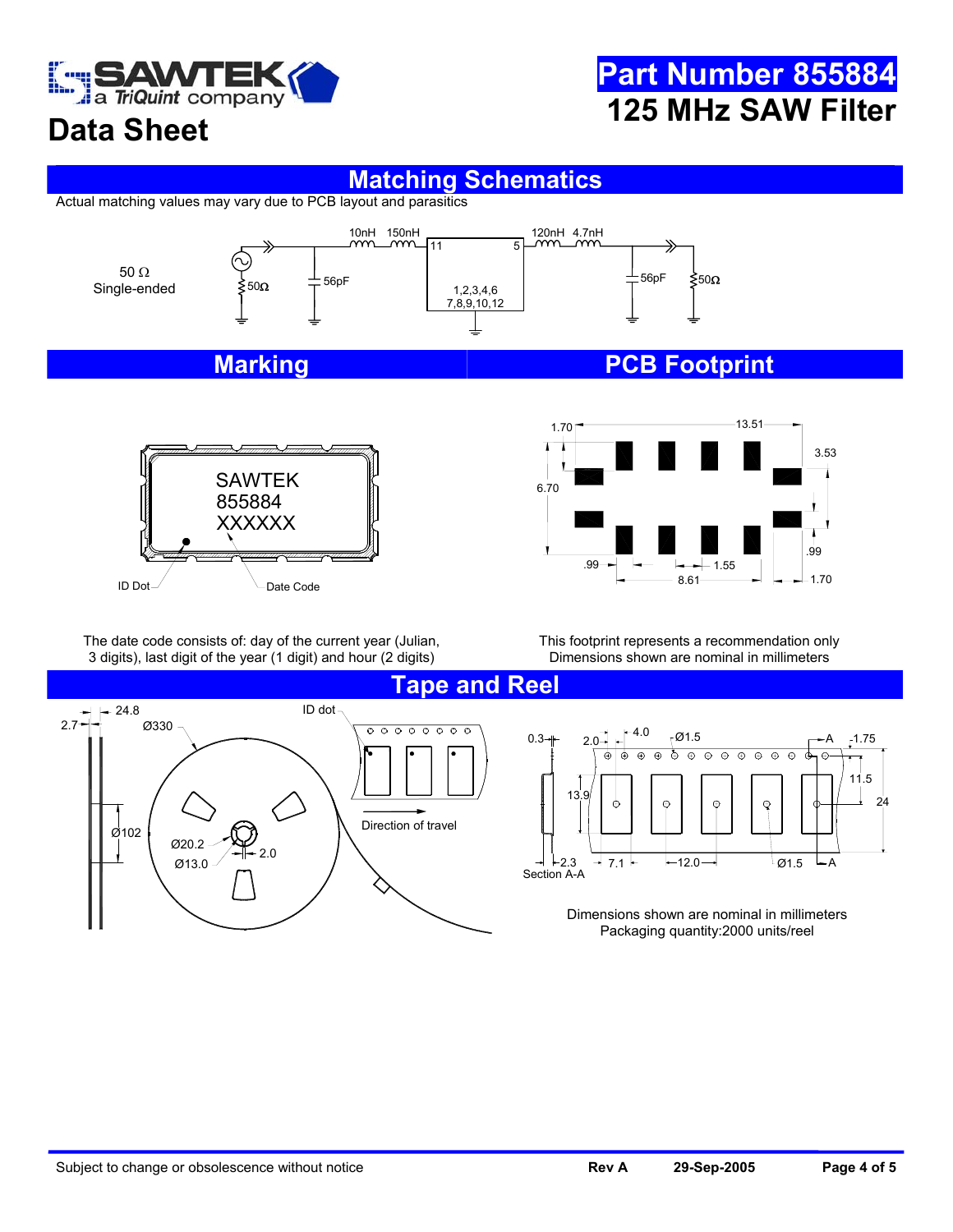Part Number 855884

125 MHz SAW Filter

Data Sheet

## Matching Schematics

Actual matching values may vary due to PCB layout and parasitics

50 Ω
Single-ended

50Ω 56pF 10nH 150nH 11 5 1,2,3,4,6 7,8,9,10,12 120nH 4.7nH 56pF 50Ω

## Marking

SAWTEK
855884
XXXXXX

ID Dot Date Code

The date code consists of: day of the current year (Julian, 3 digits), last digit of the year (1 digit) and hour (2 digits)

## PCB Footprint

1.70 13.51 3.53 6.70 .99 .99 1.55 8.61 1.70

This footprint represents a recommendation only
Dimensions shown are nominal in millimeters

## Tape and Reel

2.7 24.8 Ø330 Ø102 Ø20.2 Ø13.0 2.0 ID dot Direction of travel

0.3 2.0 4.0 Ø1.5 A 1.75 11.5 13.9 24 2.3 Section A-A 7.1 12.0 Ø1.5 A

Dimensions shown are nominal in millimeters
Packaging quantity:2000 units/reel

Subject to change or obsolescence without notice    Rev A    29-Sep-2005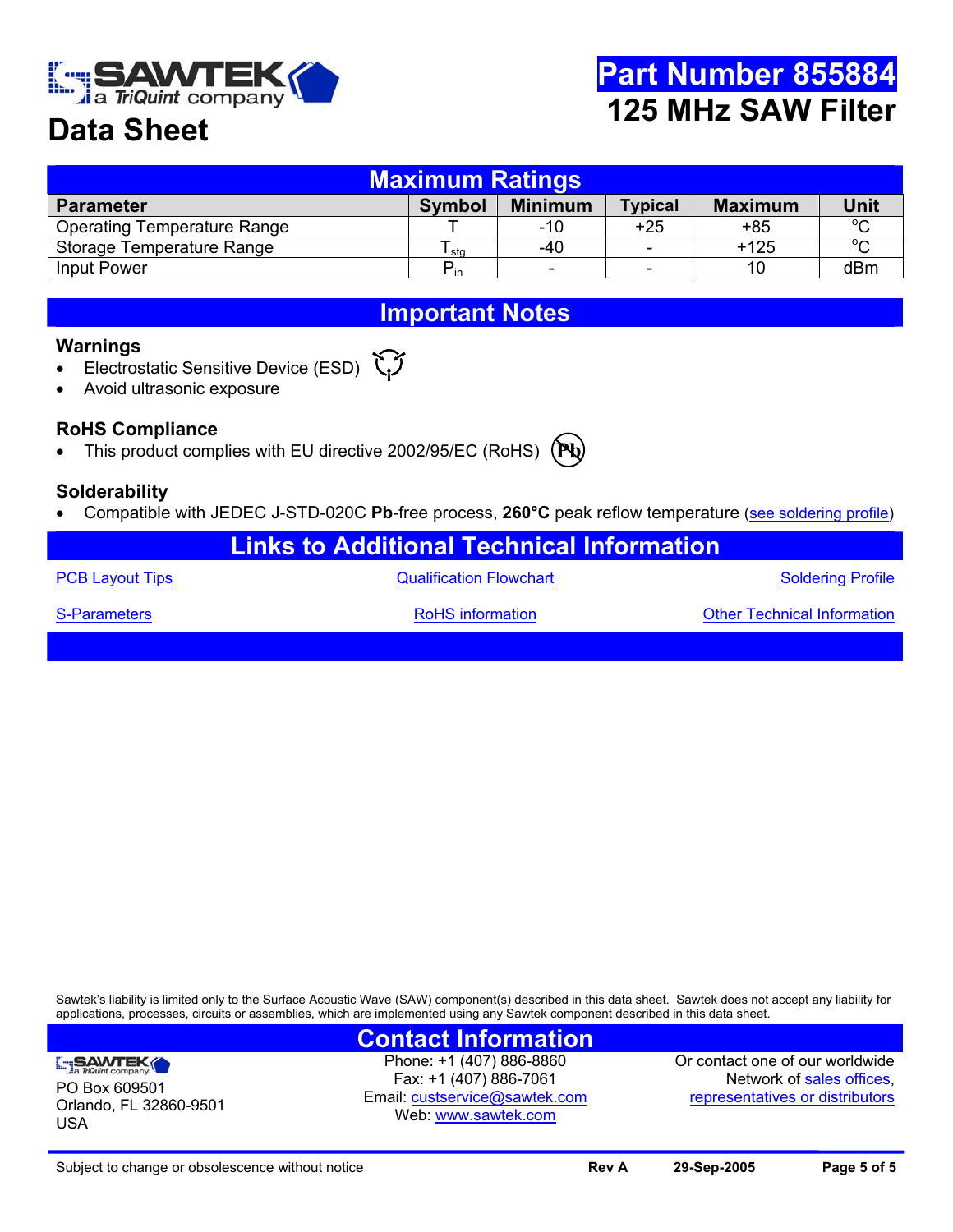# Part Number 855884

## 125 MHz SAW Filter

# Data Sheet

## Maximum Ratings

| Parameter | Symbol | Minimum | Typical | Maximum | Unit |
|---|---|---|---|---|---|
| Operating Temperature Range | T | -10 | +25 | +85 | °C |
| Storage Temperature Range | $T_{stg}$ | -40 | - | +125 | °C |
| Input Power | $P_{in}$ | - | - | 10 | dBm |

## Important Notes

### Warnings

- Electrostatic Sensitive Device (ESD)
- Avoid ultrasonic exposure

### RoHS Compliance

- This product complies with EU directive 2002/95/EC (RoHS)

### Solderability

- Compatible with JEDEC J-STD-020C **Pb**-free process, **260°C** peak reflow temperature (see soldering profile)

## Links to Additional Technical Information

PCB Layout Tips | Qualification Flowchart | Soldering Profile

S-Parameters | RoHS information | Other Technical Information

Sawtek's liability is limited only to the Surface Acoustic Wave (SAW) component(s) described in this data sheet. Sawtek does not accept any liability for applications, processes, circuits or assemblies, which are implemented using any Sawtek component described in this data sheet.

## Contact Information

PO Box 609501
Orlando, FL 32860-9501
USA

Phone: +1 (407) 886-8860
Fax: +1 (407) 886-7061
Email: custservice@sawtek.com
Web: www.sawtek.com

Or contact one of our worldwide Network of sales offices, representatives or distributors

Subject to change or obsolescence without notice | Rev A | 29-Sep-2005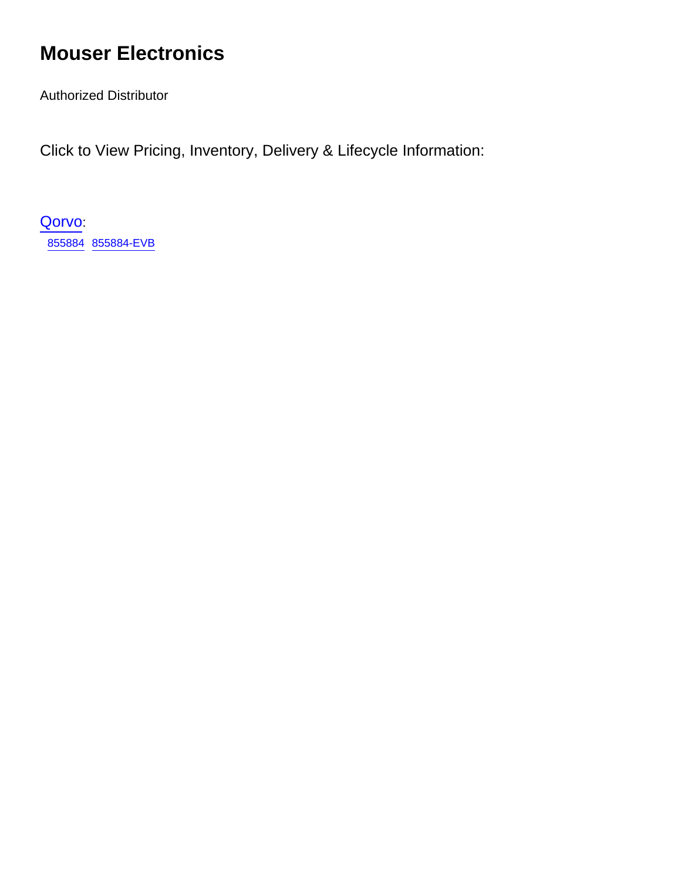# Mouser Electronics

Authorized Distributor

Click to View Pricing, Inventory, Delivery & Lifecycle Information:

Qorvo:

855884 855884-EVB